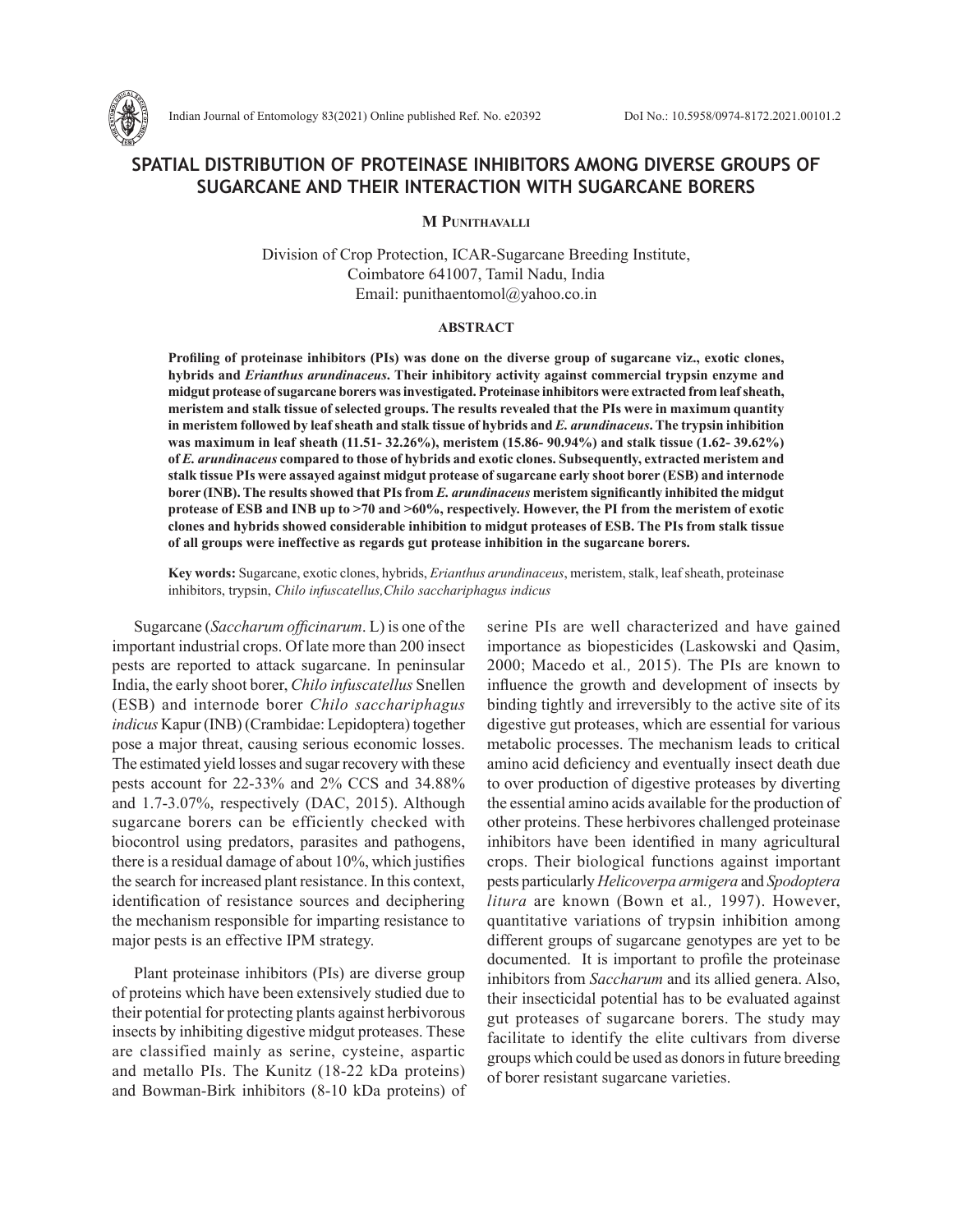# SPATIAL DISTRIBUTION OF PROTEINASE INHIBITORS AMONG DIVERSE GROUPS OF SUGARCANE AND THEIR INTERACTION WITH SUGARCANE BORERS

**M Punithavalli**

Division of Crop Protection, ICAR-Sugarcane Breeding Institute,
Coimbatore 641007, Tamil Nadu, India
Email: punithaentomol@yahoo.co.in

## ABSTRACT

**Profiling of proteinase inhibitors (PIs) was done on the diverse group of sugarcane viz., exotic clones, hybrids and *Erianthus arundinaceus*. Their inhibitory activity against commercial trypsin enzyme and midgut protease of sugarcane borers was investigated. Proteinase inhibitors were extracted from leaf sheath, meristem and stalk tissue of selected groups. The results revealed that the PIs were in maximum quantity in meristem followed by leaf sheath and stalk tissue of hybrids and *E. arundinaceus*. The trypsin inhibition was maximum in leaf sheath (11.51- 32.26%), meristem (15.86- 90.94%) and stalk tissue (1.62- 39.62%) of *E. arundinaceus* compared to those of hybrids and exotic clones. Subsequently, extracted meristem and stalk tissue PIs were assayed against midgut protease of sugarcane early shoot borer (ESB) and internode borer (INB). The results showed that PIs from *E. arundinaceus* meristem significantly inhibited the midgut protease of ESB and INB up to >70 and >60%, respectively. However, the PI from the meristem of exotic clones and hybrids showed considerable inhibition to midgut proteases of ESB. The PIs from stalk tissue of all groups were ineffective as regards gut protease inhibition in the sugarcane borers.**

**Key words:** Sugarcane, exotic clones, hybrids, *Erianthus arundinaceus*, meristem, stalk, leaf sheath, proteinase inhibitors, trypsin, *Chilo infuscatellus,Chilo sacchariphagus indicus*

Sugarcane (*Saccharum officinarum*. L) is one of the important industrial crops. Of late more than 200 insect pests are reported to attack sugarcane. In peninsular India, the early shoot borer, *Chilo infuscatellus* Snellen (ESB) and internode borer *Chilo sacchariphagus indicus* Kapur (INB) (Crambidae: Lepidoptera) together pose a major threat, causing serious economic losses. The estimated yield losses and sugar recovery with these pests account for 22-33% and 2% CCS and 34.88% and 1.7-3.07%, respectively (DAC, 2015). Although sugarcane borers can be efficiently checked with biocontrol using predators, parasites and pathogens, there is a residual damage of about 10%, which justifies the search for increased plant resistance. In this context, identification of resistance sources and deciphering the mechanism responsible for imparting resistance to major pests is an effective IPM strategy.

Plant proteinase inhibitors (PIs) are diverse group of proteins which have been extensively studied due to their potential for protecting plants against herbivorous insects by inhibiting digestive midgut proteases. These are classified mainly as serine, cysteine, aspartic and metallo PIs. The Kunitz (18-22 kDa proteins) and Bowman-Birk inhibitors (8-10 kDa proteins) of serine PIs are well characterized and have gained importance as biopesticides (Laskowski and Qasim, 2000; Macedo et al*.,* 2015). The PIs are known to influence the growth and development of insects by binding tightly and irreversibly to the active site of its digestive gut proteases, which are essential for various metabolic processes. The mechanism leads to critical amino acid deficiency and eventually insect death due to over production of digestive proteases by diverting the essential amino acids available for the production of other proteins. These herbivores challenged proteinase inhibitors have been identified in many agricultural crops. Their biological functions against important pests particularly *Helicoverpa armigera* and *Spodoptera litura* are known (Bown et al*.,* 1997). However, quantitative variations of trypsin inhibition among different groups of sugarcane genotypes are yet to be documented. It is important to profile the proteinase inhibitors from *Saccharum* and its allied genera. Also, their insecticidal potential has to be evaluated against gut proteases of sugarcane borers. The study may facilitate to identify the elite cultivars from diverse groups which could be used as donors in future breeding of borer resistant sugarcane varieties.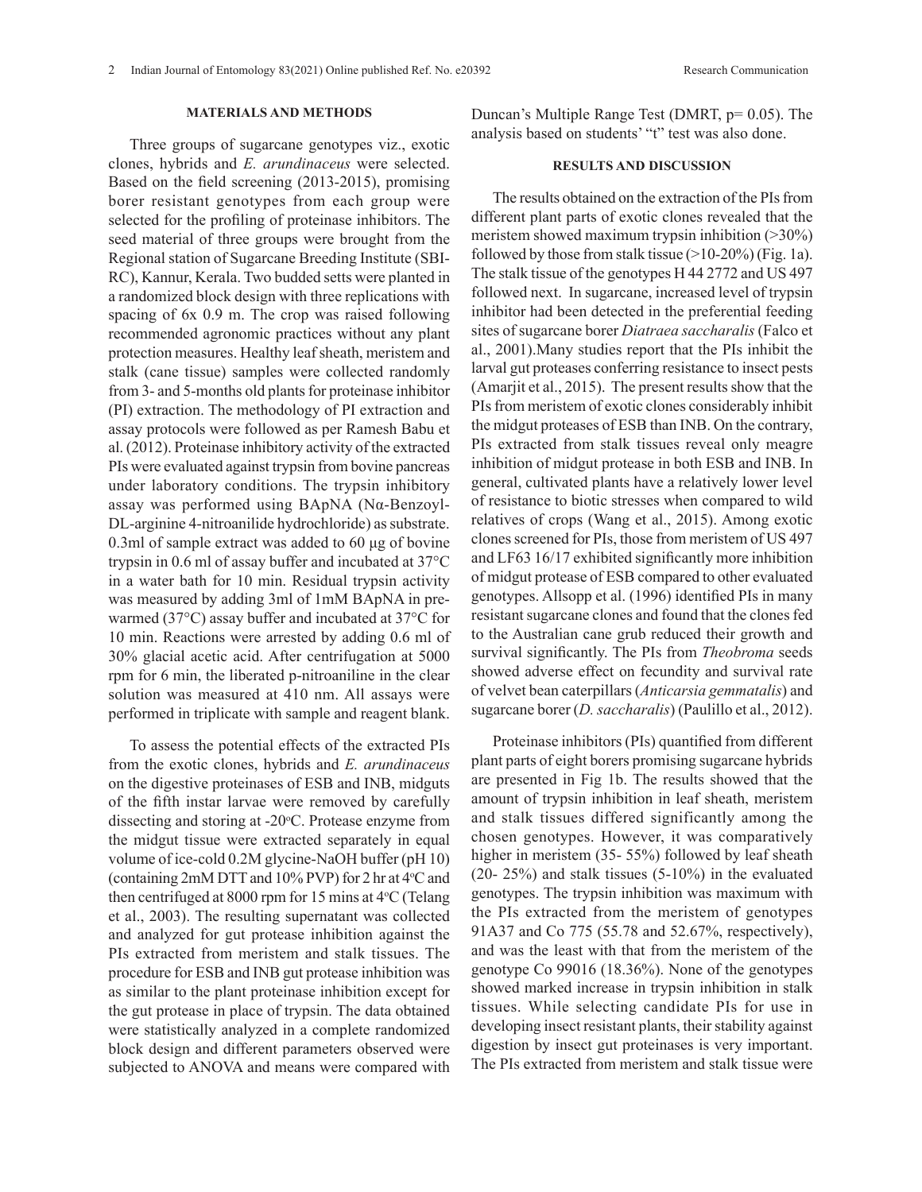## MATERIALS AND METHODS

Three groups of sugarcane genotypes viz., exotic clones, hybrids and *E. arundinaceus* were selected. Based on the field screening (2013-2015), promising borer resistant genotypes from each group were selected for the profiling of proteinase inhibitors. The seed material of three groups were brought from the Regional station of Sugarcane Breeding Institute (SBI-RC), Kannur, Kerala. Two budded setts were planted in a randomized block design with three replications with spacing of 6x 0.9 m. The crop was raised following recommended agronomic practices without any plant protection measures. Healthy leaf sheath, meristem and stalk (cane tissue) samples were collected randomly from 3- and 5-months old plants for proteinase inhibitor (PI) extraction. The methodology of PI extraction and assay protocols were followed as per Ramesh Babu et al. (2012). Proteinase inhibitory activity of the extracted PIs were evaluated against trypsin from bovine pancreas under laboratory conditions. The trypsin inhibitory assay was performed using BApNA (Nα-Benzoyl-DL-arginine 4-nitroanilide hydrochloride) as substrate. 0.3ml of sample extract was added to 60 µg of bovine trypsin in 0.6 ml of assay buffer and incubated at 37°C in a water bath for 10 min. Residual trypsin activity was measured by adding 3ml of 1mM BApNA in pre-warmed (37°C) assay buffer and incubated at 37°C for 10 min. Reactions were arrested by adding 0.6 ml of 30% glacial acetic acid. After centrifugation at 5000 rpm for 6 min, the liberated p-nitroaniline in the clear solution was measured at 410 nm. All assays were performed in triplicate with sample and reagent blank.

To assess the potential effects of the extracted PIs from the exotic clones, hybrids and *E. arundinaceus* on the digestive proteinases of ESB and INB, midguts of the fifth instar larvae were removed by carefully dissecting and storing at -20°C. Protease enzyme from the midgut tissue were extracted separately in equal volume of ice-cold 0.2M glycine-NaOH buffer (pH 10) (containing 2mM DTT and 10% PVP) for 2 hr at 4°C and then centrifuged at 8000 rpm for 15 mins at 4°C (Telang et al., 2003). The resulting supernatant was collected and analyzed for gut protease inhibition against the PIs extracted from meristem and stalk tissues. The procedure for ESB and INB gut protease inhibition was as similar to the plant proteinase inhibition except for the gut protease in place of trypsin. The data obtained were statistically analyzed in a complete randomized block design and different parameters observed were subjected to ANOVA and means were compared with Duncan's Multiple Range Test (DMRT, p= 0.05). The analysis based on students' "t" test was also done.

## RESULTS AND DISCUSSION

The results obtained on the extraction of the PIs from different plant parts of exotic clones revealed that the meristem showed maximum trypsin inhibition (>30%) followed by those from stalk tissue (>10-20%) (Fig. 1a). The stalk tissue of the genotypes H 44 2772 and US 497 followed next. In sugarcane, increased level of trypsin inhibitor had been detected in the preferential feeding sites of sugarcane borer *Diatraea saccharalis* (Falco et al., 2001).Many studies report that the PIs inhibit the larval gut proteases conferring resistance to insect pests (Amarjit et al., 2015). The present results show that the PIs from meristem of exotic clones considerably inhibit the midgut proteases of ESB than INB. On the contrary, PIs extracted from stalk tissues reveal only meagre inhibition of midgut protease in both ESB and INB. In general, cultivated plants have a relatively lower level of resistance to biotic stresses when compared to wild relatives of crops (Wang et al., 2015). Among exotic clones screened for PIs, those from meristem of US 497 and LF63 16/17 exhibited significantly more inhibition of midgut protease of ESB compared to other evaluated genotypes. Allsopp et al. (1996) identified PIs in many resistant sugarcane clones and found that the clones fed to the Australian cane grub reduced their growth and survival significantly. The PIs from *Theobroma* seeds showed adverse effect on fecundity and survival rate of velvet bean caterpillars (*Anticarsia gemmatalis*) and sugarcane borer (*D. saccharalis*) (Paulillo et al., 2012).

Proteinase inhibitors (PIs) quantified from different plant parts of eight borers promising sugarcane hybrids are presented in Fig 1b. The results showed that the amount of trypsin inhibition in leaf sheath, meristem and stalk tissues differed significantly among the chosen genotypes. However, it was comparatively higher in meristem (35- 55%) followed by leaf sheath (20- 25%) and stalk tissues (5-10%) in the evaluated genotypes. The trypsin inhibition was maximum with the PIs extracted from the meristem of genotypes 91A37 and Co 775 (55.78 and 52.67%, respectively), and was the least with that from the meristem of the genotype Co 99016 (18.36%). None of the genotypes showed marked increase in trypsin inhibition in stalk tissues. While selecting candidate PIs for use in developing insect resistant plants, their stability against digestion by insect gut proteinases is very important. The PIs extracted from meristem and stalk tissue were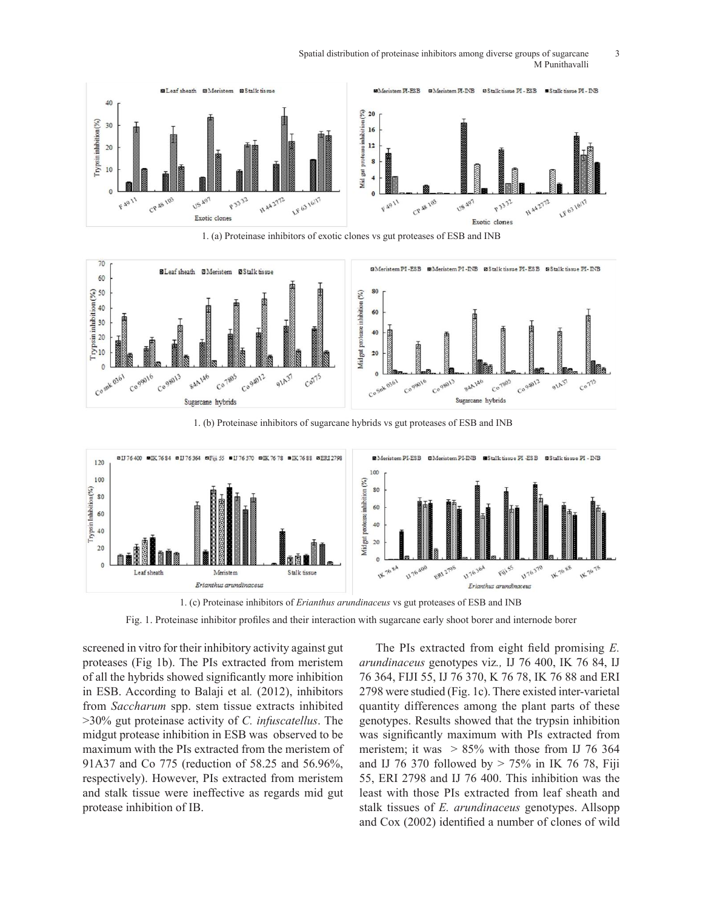1. (a) Proteinase inhibitors of exotic clones vs gut proteases of ESB and INB

1. (b) Proteinase inhibitors of sugarcane hybrids vs gut proteases of ESB and INB

1. (c) Proteinase inhibitors of *Erianthus arundinaceus* vs gut proteases of ESB and INB

Fig. 1. Proteinase inhibitor profiles and their interaction with sugarcane early shoot borer and internode borer

screened in vitro for their inhibitory activity against gut proteases (Fig 1b). The PIs extracted from meristem of all the hybrids showed significantly more inhibition in ESB. According to Balaji et al*.* (2012), inhibitors from *Saccharum* spp. stem tissue extracts inhibited >30% gut proteinase activity of *C. infuscatellus*. The midgut protease inhibition in ESB was observed to be maximum with the PIs extracted from the meristem of 91A37 and Co 775 (reduction of 58.25 and 56.96%, respectively). However, PIs extracted from meristem and stalk tissue were ineffective as regards mid gut protease inhibition of IB.

The PIs extracted from eight field promising *E. arundinaceus* genotypes viz*.,* IJ 76 400, IK 76 84, IJ 76 364, FIJI 55, IJ 76 370, K 76 78, IK 76 88 and ERI 2798 were studied (Fig. 1c). There existed inter-varietal quantity differences among the plant parts of these genotypes. Results showed that the trypsin inhibition was significantly maximum with PIs extracted from meristem; it was > 85% with those from IJ 76 364 and IJ 76 370 followed by > 75% in IK 76 78, Fiji 55, ERI 2798 and IJ 76 400. This inhibition was the least with those PIs extracted from leaf sheath and stalk tissues of *E. arundinaceus* genotypes. Allsopp and Cox (2002) identified a number of clones of wild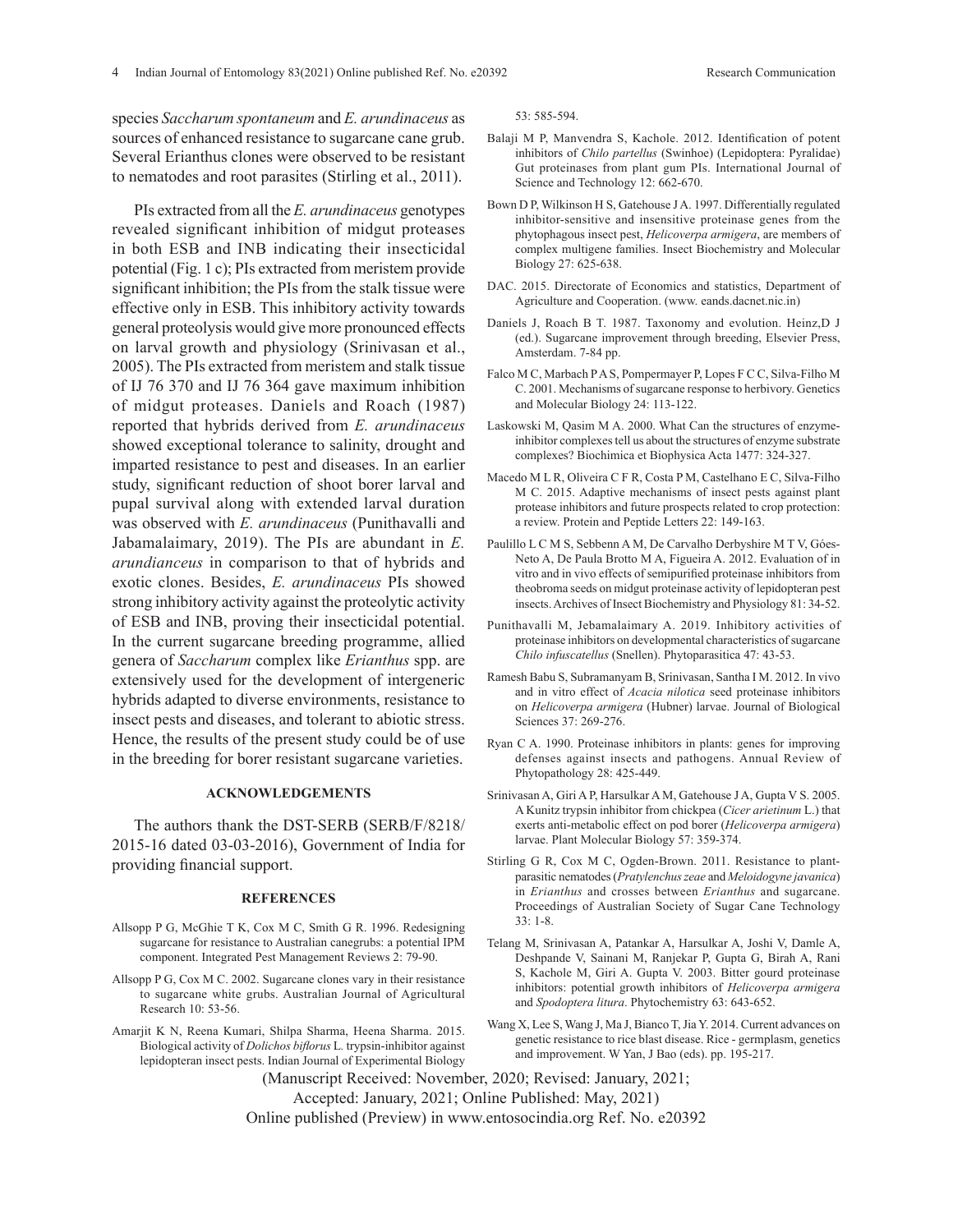species *Saccharum spontaneum* and *E. arundinaceus* as sources of enhanced resistance to sugarcane cane grub. Several Erianthus clones were observed to be resistant to nematodes and root parasites (Stirling et al., 2011).

PIs extracted from all the *E. arundinaceus* genotypes revealed significant inhibition of midgut proteases in both ESB and INB indicating their insecticidal potential (Fig. 1 c); PIs extracted from meristem provide significant inhibition; the PIs from the stalk tissue were effective only in ESB. This inhibitory activity towards general proteolysis would give more pronounced effects on larval growth and physiology (Srinivasan et al., 2005). The PIs extracted from meristem and stalk tissue of IJ 76 370 and IJ 76 364 gave maximum inhibition of midgut proteases. Daniels and Roach (1987) reported that hybrids derived from *E. arundinaceus* showed exceptional tolerance to salinity, drought and imparted resistance to pest and diseases. In an earlier study, significant reduction of shoot borer larval and pupal survival along with extended larval duration was observed with *E. arundinaceus* (Punithavalli and Jabamalaimary, 2019). The PIs are abundant in *E. arundianceus* in comparison to that of hybrids and exotic clones. Besides, *E. arundinaceus* PIs showed strong inhibitory activity against the proteolytic activity of ESB and INB, proving their insecticidal potential. In the current sugarcane breeding programme, allied genera of *Saccharum* complex like *Erianthus* spp. are extensively used for the development of intergeneric hybrids adapted to diverse environments, resistance to insect pests and diseases, and tolerant to abiotic stress. Hence, the results of the present study could be of use in the breeding for borer resistant sugarcane varieties.

## ACKNOWLEDGEMENTS

The authors thank the DST-SERB (SERB/F/8218/ 2015-16 dated 03-03-2016), Government of India for providing financial support.

## REFERENCES

Allsopp P G, McGhie T K, Cox M C, Smith G R. 1996. Redesigning sugarcane for resistance to Australian canegrubs: a potential IPM component. Integrated Pest Management Reviews 2: 79-90.

Allsopp P G, Cox M C. 2002. Sugarcane clones vary in their resistance to sugarcane white grubs. Australian Journal of Agricultural Research 10: 53-56.

Amarjit K N, Reena Kumari, Shilpa Sharma, Heena Sharma. 2015. Biological activity of *Dolichos biflorus* L. trypsin-inhibitor against lepidopteran insect pests. Indian Journal of Experimental Biology 53: 585-594.

Balaji M P, Manvendra S, Kachole. 2012. Identification of potent inhibitors of *Chilo partellus* (Swinhoe) (Lepidoptera: Pyralidae) Gut proteinases from plant gum PIs. International Journal of Science and Technology 12: 662-670.

Bown D P, Wilkinson H S, Gatehouse J A. 1997. Differentially regulated inhibitor-sensitive and insensitive proteinase genes from the phytophagous insect pest, *Helicoverpa armigera*, are members of complex multigene families. Insect Biochemistry and Molecular Biology 27: 625-638.

DAC. 2015. Directorate of Economics and statistics, Department of Agriculture and Cooperation. (www. eands.dacnet.nic.in)

Daniels J, Roach B T. 1987. Taxonomy and evolution. Heinz,D J (ed.). Sugarcane improvement through breeding, Elsevier Press, Amsterdam. 7-84 pp.

Falco M C, Marbach P A S, Pompermayer P, Lopes F C C, Silva-Filho M C. 2001. Mechanisms of sugarcane response to herbivory. Genetics and Molecular Biology 24: 113-122.

Laskowski M, Qasim M A. 2000. What Can the structures of enzyme-inhibitor complexes tell us about the structures of enzyme substrate complexes? Biochimica et Biophysica Acta 1477: 324-327.

Macedo M L R, Oliveira C F R, Costa P M, Castelhano E C, Silva-Filho M C. 2015. Adaptive mechanisms of insect pests against plant protease inhibitors and future prospects related to crop protection: a review. Protein and Peptide Letters 22: 149-163.

Paulillo L C M S, Sebbenn A M, De Carvalho Derbyshire M T V, Góes-Neto A, De Paula Brotto M A, Figueira A. 2012. Evaluation of in vitro and in vivo effects of semipurified proteinase inhibitors from theobroma seeds on midgut proteinase activity of lepidopteran pest insects. Archives of Insect Biochemistry and Physiology 81: 34-52.

Punithavalli M, Jebamalaimary A. 2019. Inhibitory activities of proteinase inhibitors on developmental characteristics of sugarcane *Chilo infuscatellus* (Snellen). Phytoparasitica 47: 43-53.

Ramesh Babu S, Subramanyam B, Srinivasan, Santha I M. 2012. In vivo and in vitro effect of *Acacia nilotica* seed proteinase inhibitors on *Helicoverpa armigera* (Hubner) larvae. Journal of Biological Sciences 37: 269-276.

Ryan C A. 1990. Proteinase inhibitors in plants: genes for improving defenses against insects and pathogens. Annual Review of Phytopathology 28: 425-449.

Srinivasan A, Giri A P, Harsulkar A M, Gatehouse J A, Gupta V S. 2005. A Kunitz trypsin inhibitor from chickpea (*Cicer arietinum* L.) that exerts anti-metabolic effect on pod borer (*Helicoverpa armigera*) larvae. Plant Molecular Biology 57: 359-374.

Stirling G R, Cox M C, Ogden-Brown. 2011. Resistance to plant-parasitic nematodes (*Pratylenchus zeae* and *Meloidogyne javanica*) in *Erianthus* and crosses between *Erianthus* and sugarcane. Proceedings of Australian Society of Sugar Cane Technology 33: 1-8.

Telang M, Srinivasan A, Patankar A, Harsulkar A, Joshi V, Damle A, Deshpande V, Sainani M, Ranjekar P, Gupta G, Birah A, Rani S, Kachole M, Giri A. Gupta V. 2003. Bitter gourd proteinase inhibitors: potential growth inhibitors of *Helicoverpa armigera* and *Spodoptera litura*. Phytochemistry 63: 643-652.

Wang X, Lee S, Wang J, Ma J, Bianco T, Jia Y. 2014. Current advances on genetic resistance to rice blast disease. Rice - germplasm, genetics and improvement. W Yan, J Bao (eds). pp. 195-217.

(Manuscript Received: November, 2020; Revised: January, 2021; Accepted: January, 2021; Online Published: May, 2021)
Online published (Preview) in www.entosocindia.org Ref. No. e20392